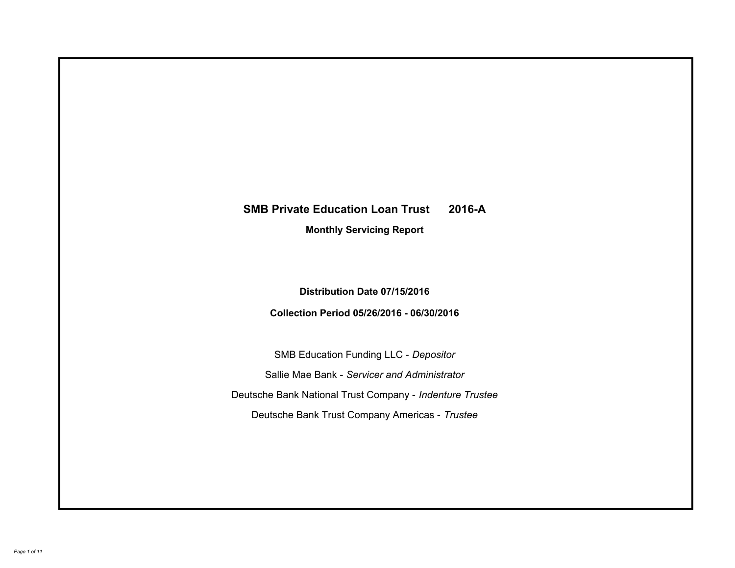# SMB Private Education Loan Trust 2016-A

## Monthly Servicing Report

**Distribution Date 07/15/2016**

**Collection Period 05/26/2016 - 06/30/2016**

SMB Education Funding LLC - *Depositor*

Sallie Mae Bank - *Servicer and Administrator*

Deutsche Bank National Trust Company - *Indenture Trustee*

Deutsche Bank Trust Company Americas - *Trustee*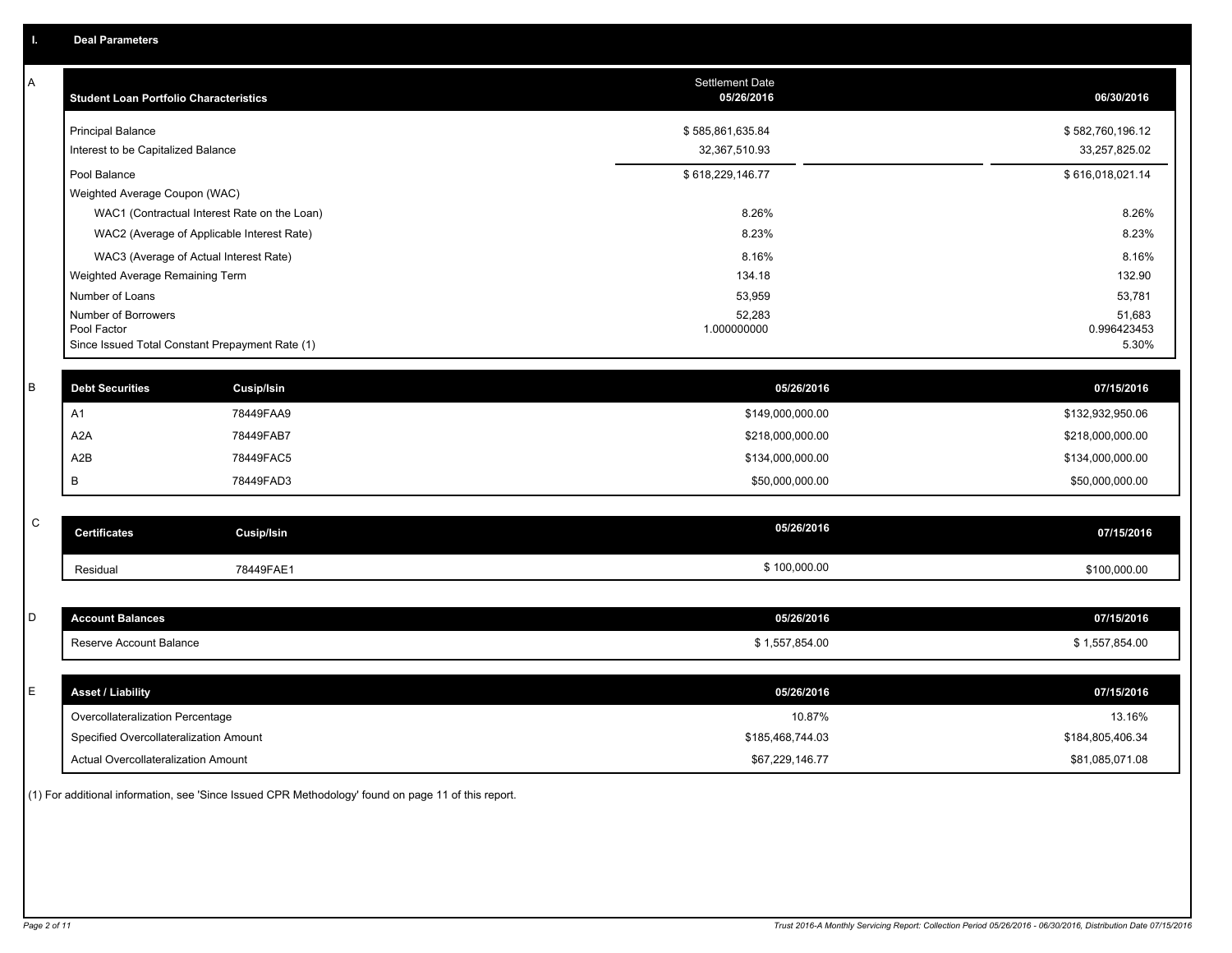## I. Deal Parameters

### A

| Student Loan Portfolio Characteristics | Settlement Date 05/26/2016 | | 06/30/2016 |
|---|---|---|---|
| Principal Balance | $ 585,861,635.84 | | $ 582,760,196.12 |
| Interest to be Capitalized Balance | 32,367,510.93 | | 33,257,825.02 |
| Pool Balance | $ 618,229,146.77 | | $ 616,018,021.14 |
| Weighted Average Coupon (WAC) | | | |
| WAC1 (Contractual Interest Rate on the Loan) | 8.26% | | 8.26% |
| WAC2 (Average of Applicable Interest Rate) | 8.23% | | 8.23% |
| WAC3 (Average of Actual Interest Rate) | 8.16% | | 8.16% |
| Weighted Average Remaining Term | 134.18 | | 132.90 |
| Number of Loans | 53,959 | | 53,781 |
| Number of Borrowers | 52,283 | | 51,683 |
| Pool Factor | 1.000000000 | | 0.996423453 |
| Since Issued Total Constant Prepayment Rate (1) | | | 5.30% |

### B

| Debt Securities | Cusip/Isin | 05/26/2016 | 07/15/2016 |
|---|---|---|---|
| A1 | 78449FAA9 | $149,000,000.00 | $132,932,950.06 |
| A2A | 78449FAB7 | $218,000,000.00 | $218,000,000.00 |
| A2B | 78449FAC5 | $134,000,000.00 | $134,000,000.00 |
| B | 78449FAD3 | $50,000,000.00 | $50,000,000.00 |

### C

| Certificates | Cusip/Isin | 05/26/2016 | 07/15/2016 |
|---|---|---|---|
| Residual | 78449FAE1 | $ 100,000.00 | $100,000.00 |

### D

| Account Balances | 05/26/2016 | 07/15/2016 |
|---|---|---|
| Reserve Account Balance | $ 1,557,854.00 | $ 1,557,854.00 |

### E

| Asset / Liability | 05/26/2016 | 07/15/2016 |
|---|---|---|
| Overcollateralization Percentage | 10.87% | 13.16% |
| Specified Overcollateralization Amount | $185,468,744.03 | $184,805,406.34 |
| Actual Overcollateralization Amount | $67,229,146.77 | $81,085,071.08 |

(1) For additional information, see 'Since Issued CPR Methodology' found on page 11 of this report.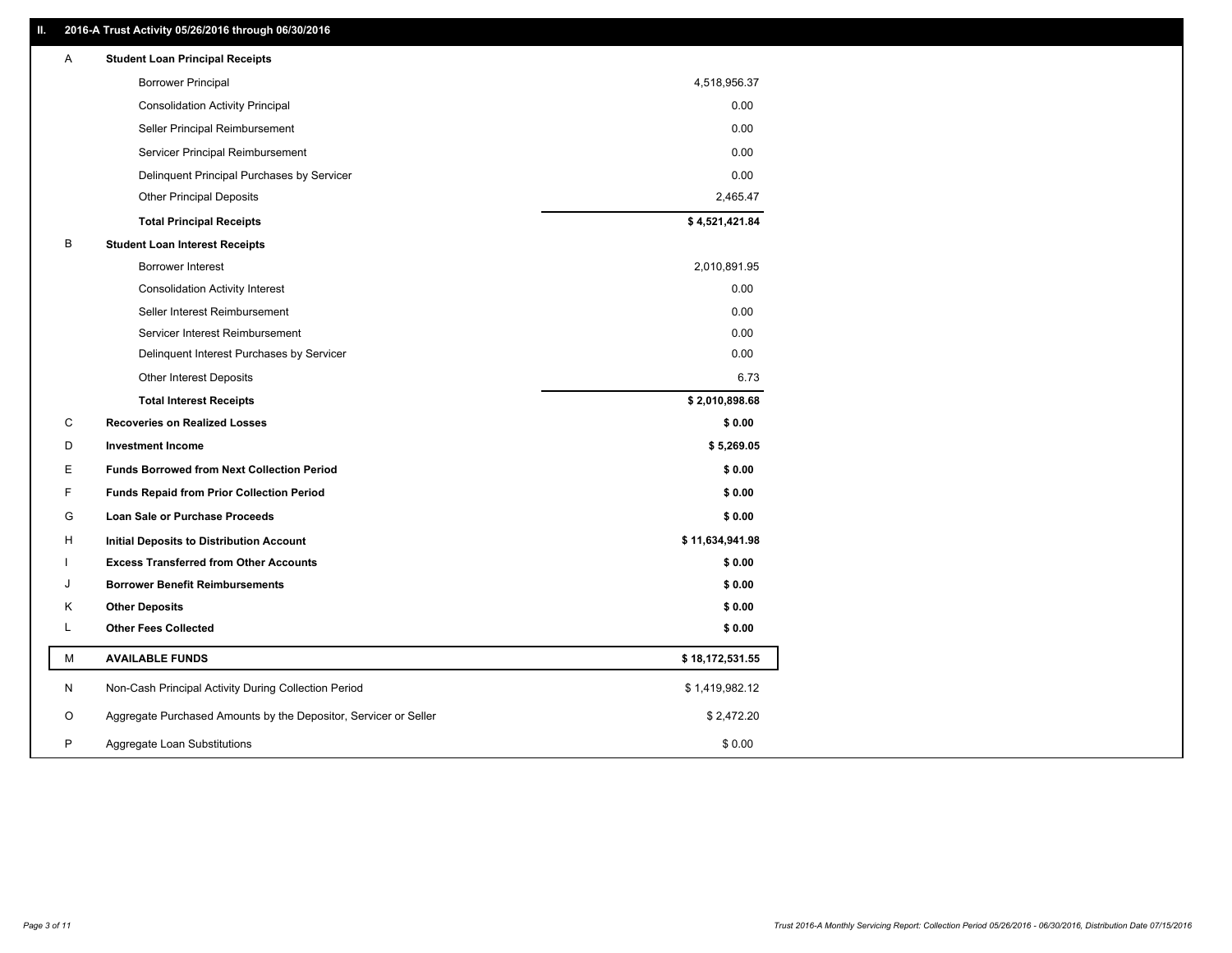## II. 2016-A Trust Activity 05/26/2016 through 06/30/2016

| | | |
|---|---|---|
| A | **Student Loan Principal Receipts** | |
| | Borrower Principal | 4,518,956.37 |
| | Consolidation Activity Principal | 0.00 |
| | Seller Principal Reimbursement | 0.00 |
| | Servicer Principal Reimbursement | 0.00 |
| | Delinquent Principal Purchases by Servicer | 0.00 |
| | Other Principal Deposits | 2,465.47 |
| | **Total Principal Receipts** | **$ 4,521,421.84** |
| B | **Student Loan Interest Receipts** | |
| | Borrower Interest | 2,010,891.95 |
| | Consolidation Activity Interest | 0.00 |
| | Seller Interest Reimbursement | 0.00 |
| | Servicer Interest Reimbursement | 0.00 |
| | Delinquent Interest Purchases by Servicer | 0.00 |
| | Other Interest Deposits | 6.73 |
| | **Total Interest Receipts** | **$ 2,010,898.68** |
| C | **Recoveries on Realized Losses** | **$ 0.00** |
| D | **Investment Income** | **$ 5,269.05** |
| E | **Funds Borrowed from Next Collection Period** | **$ 0.00** |
| F | **Funds Repaid from Prior Collection Period** | **$ 0.00** |
| G | **Loan Sale or Purchase Proceeds** | **$ 0.00** |
| H | **Initial Deposits to Distribution Account** | **$ 11,634,941.98** |
| I | **Excess Transferred from Other Accounts** | **$ 0.00** |
| J | **Borrower Benefit Reimbursements** | **$ 0.00** |
| K | **Other Deposits** | **$ 0.00** |
| L | **Other Fees Collected** | **$ 0.00** |
| M | **AVAILABLE FUNDS** | **$ 18,172,531.55** |
| N | Non-Cash Principal Activity During Collection Period | $ 1,419,982.12 |
| O | Aggregate Purchased Amounts by the Depositor, Servicer or Seller | $ 2,472.20 |
| P | Aggregate Loan Substitutions | $ 0.00 |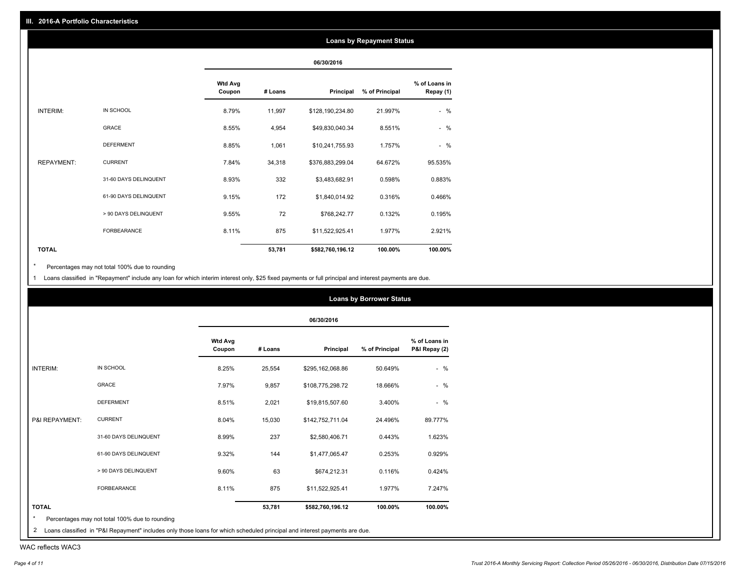## III. 2016-A Portfolio Characteristics

### Loans by Repayment Status

| | | 06/30/2016 | | | | |
|---|---|---|---|---|---|---|
| | | Wtd Avg Coupon | # Loans | Principal | % of Principal | % of Loans in Repay (1) |
| INTERIM: | IN SCHOOL | 8.79% | 11,997 | $128,190,234.80 | 21.997% | - % |
| | GRACE | 8.55% | 4,954 | $49,830,040.34 | 8.551% | - % |
| | DEFERMENT | 8.85% | 1,061 | $10,241,755.93 | 1.757% | - % |
| REPAYMENT: | CURRENT | 7.84% | 34,318 | $376,883,299.04 | 64.672% | 95.535% |
| | 31-60 DAYS DELINQUENT | 8.93% | 332 | $3,483,682.91 | 0.598% | 0.883% |
| | 61-90 DAYS DELINQUENT | 9.15% | 172 | $1,840,014.92 | 0.316% | 0.466% |
| | > 90 DAYS DELINQUENT | 9.55% | 72 | $768,242.77 | 0.132% | 0.195% |
| | FORBEARANCE | 8.11% | 875 | $11,522,925.41 | 1.977% | 2.921% |
| **TOTAL** | | | **53,781** | **$582,760,196.12** | **100.00%** | **100.00%** |

* Percentages may not total 100% due to rounding

1 Loans classified in "Repayment" include any loan for which interim interest only, $25 fixed payments or full principal and interest payments are due.

### Loans by Borrower Status

| | | 06/30/2016 | | | | |
|---|---|---|---|---|---|---|
| | | Wtd Avg Coupon | # Loans | Principal | % of Principal | % of Loans in P&I Repay (2) |
| INTERIM: | IN SCHOOL | 8.25% | 25,554 | $295,162,068.86 | 50.649% | - % |
| | GRACE | 7.97% | 9,857 | $108,775,298.72 | 18.666% | - % |
| | DEFERMENT | 8.51% | 2,021 | $19,815,507.60 | 3.400% | - % |
| P&I REPAYMENT: | CURRENT | 8.04% | 15,030 | $142,752,711.04 | 24.496% | 89.777% |
| | 31-60 DAYS DELINQUENT | 8.99% | 237 | $2,580,406.71 | 0.443% | 1.623% |
| | 61-90 DAYS DELINQUENT | 9.32% | 144 | $1,477,065.47 | 0.253% | 0.929% |
| | > 90 DAYS DELINQUENT | 9.60% | 63 | $674,212.31 | 0.116% | 0.424% |
| | FORBEARANCE | 8.11% | 875 | $11,522,925.41 | 1.977% | 7.247% |
| **TOTAL** | | | **53,781** | **$582,760,196.12** | **100.00%** | **100.00%** |

* Percentages may not total 100% due to rounding

2 Loans classified in "P&I Repayment" includes only those loans for which scheduled principal and interest payments are due.

WAC reflects WAC3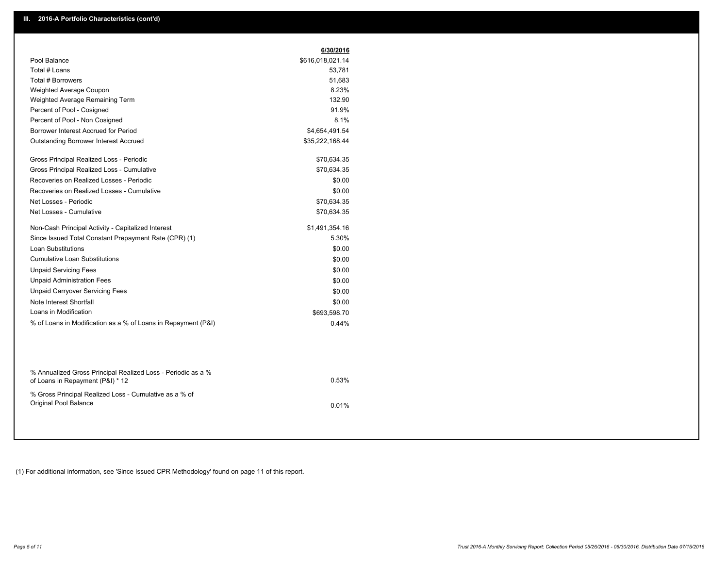## III. 2016-A Portfolio Characteristics (cont'd)

| | 6/30/2016 |
|---|---|
| Pool Balance | $616,018,021.14 |
| Total # Loans | 53,781 |
| Total # Borrowers | 51,683 |
| Weighted Average Coupon | 8.23% |
| Weighted Average Remaining Term | 132.90 |
| Percent of Pool - Cosigned | 91.9% |
| Percent of Pool - Non Cosigned | 8.1% |
| Borrower Interest Accrued for Period | $4,654,491.54 |
| Outstanding Borrower Interest Accrued | $35,222,168.44 |
| Gross Principal Realized Loss - Periodic | $70,634.35 |
| Gross Principal Realized Loss - Cumulative | $70,634.35 |
| Recoveries on Realized Losses - Periodic | $0.00 |
| Recoveries on Realized Losses - Cumulative | $0.00 |
| Net Losses - Periodic | $70,634.35 |
| Net Losses - Cumulative | $70,634.35 |
| Non-Cash Principal Activity - Capitalized Interest | $1,491,354.16 |
| Since Issued Total Constant Prepayment Rate (CPR) (1) | 5.30% |
| Loan Substitutions | $0.00 |
| Cumulative Loan Substitutions | $0.00 |
| Unpaid Servicing Fees | $0.00 |
| Unpaid Administration Fees | $0.00 |
| Unpaid Carryover Servicing Fees | $0.00 |
| Note Interest Shortfall | $0.00 |
| Loans in Modification | $693,598.70 |
| % of Loans in Modification as a % of Loans in Repayment (P&I) | 0.44% |
| % Annualized Gross Principal Realized Loss - Periodic as a % of Loans in Repayment (P&I) * 12 | 0.53% |
| % Gross Principal Realized Loss - Cumulative as a % of Original Pool Balance | 0.01% |

(1) For additional information, see 'Since Issued CPR Methodology' found on page 11 of this report.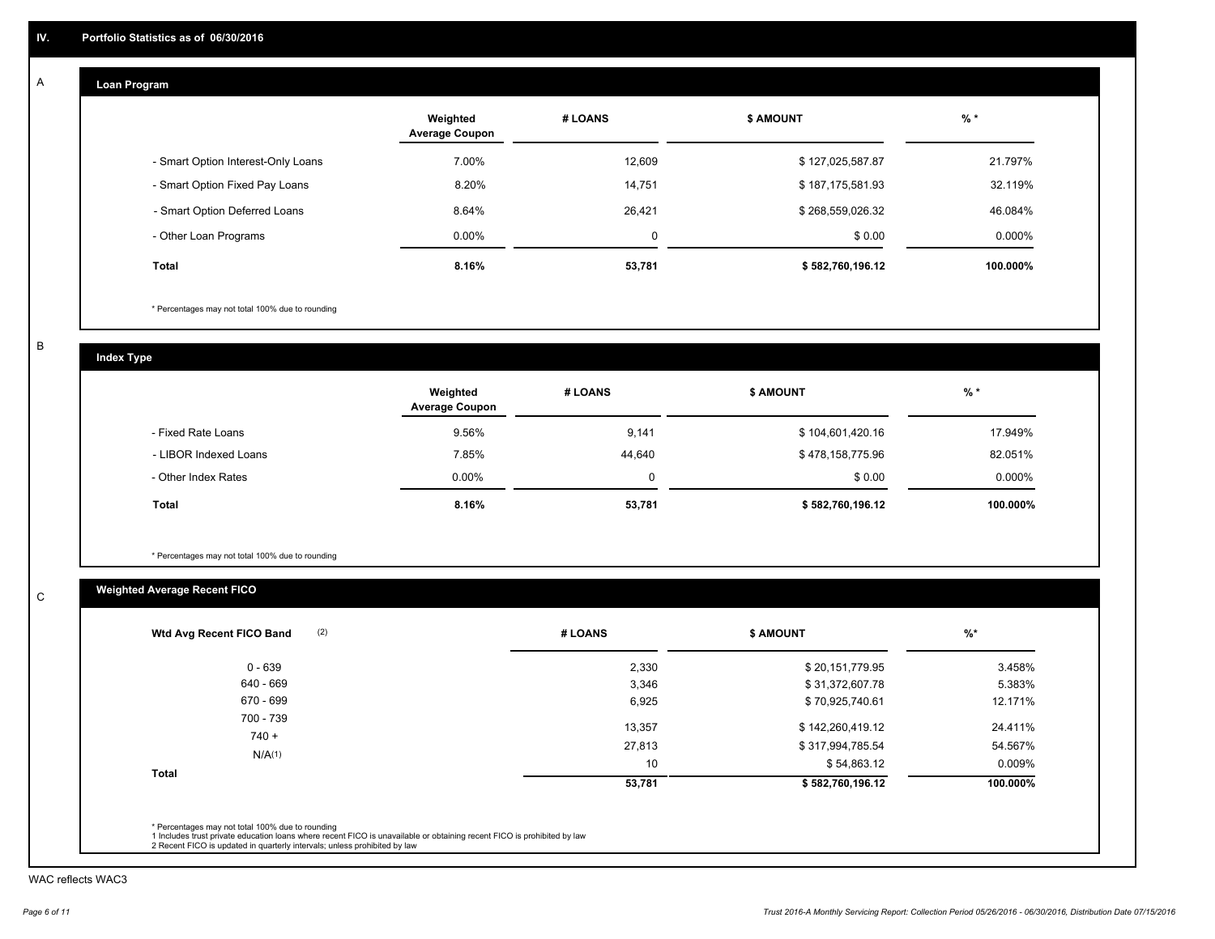## IV. Portfolio Statistics as of 06/30/2016

### A — Loan Program

| | Weighted Average Coupon | # LOANS | $ AMOUNT | % * |
|---|---|---|---|---|
| - Smart Option Interest-Only Loans | 7.00% | 12,609 | $ 127,025,587.87 | 21.797% |
| - Smart Option Fixed Pay Loans | 8.20% | 14,751 | $ 187,175,581.93 | 32.119% |
| - Smart Option Deferred Loans | 8.64% | 26,421 | $ 268,559,026.32 | 46.084% |
| - Other Loan Programs | 0.00% | 0 | $ 0.00 | 0.000% |
| **Total** | **8.16%** | **53,781** | **$ 582,760,196.12** | **100.000%** |

* Percentages may not total 100% due to rounding

### B — Index Type

| | Weighted Average Coupon | # LOANS | $ AMOUNT | % * |
|---|---|---|---|---|
| - Fixed Rate Loans | 9.56% | 9,141 | $ 104,601,420.16 | 17.949% |
| - LIBOR Indexed Loans | 7.85% | 44,640 | $ 478,158,775.96 | 82.051% |
| - Other Index Rates | 0.00% | 0 | $ 0.00 | 0.000% |
| **Total** | **8.16%** | **53,781** | **$ 582,760,196.12** | **100.000%** |

* Percentages may not total 100% due to rounding

### C — Weighted Average Recent FICO

| Wtd Avg Recent FICO Band (2) | # LOANS | $ AMOUNT | %* |
|---|---|---|---|
| 0 - 639 | 2,330 | $ 20,151,779.95 | 3.458% |
| 640 - 669 | 3,346 | $ 31,372,607.78 | 5.383% |
| 670 - 699 | 6,925 | $ 70,925,740.61 | 12.171% |
| 700 - 739 | 13,357 | $ 142,260,419.12 | 24.411% |
| 740 + | 27,813 | $ 317,994,785.54 | 54.567% |
| N/A(1) | 10 | $ 54,863.12 | 0.009% |
| **Total** | **53,781** | **$ 582,760,196.12** | **100.000%** |

* Percentages may not total 100% due to rounding
1 Includes trust private education loans where recent FICO is unavailable or obtaining recent FICO is prohibited by law
2 Recent FICO is updated in quarterly intervals; unless prohibited by law

WAC reflects WAC3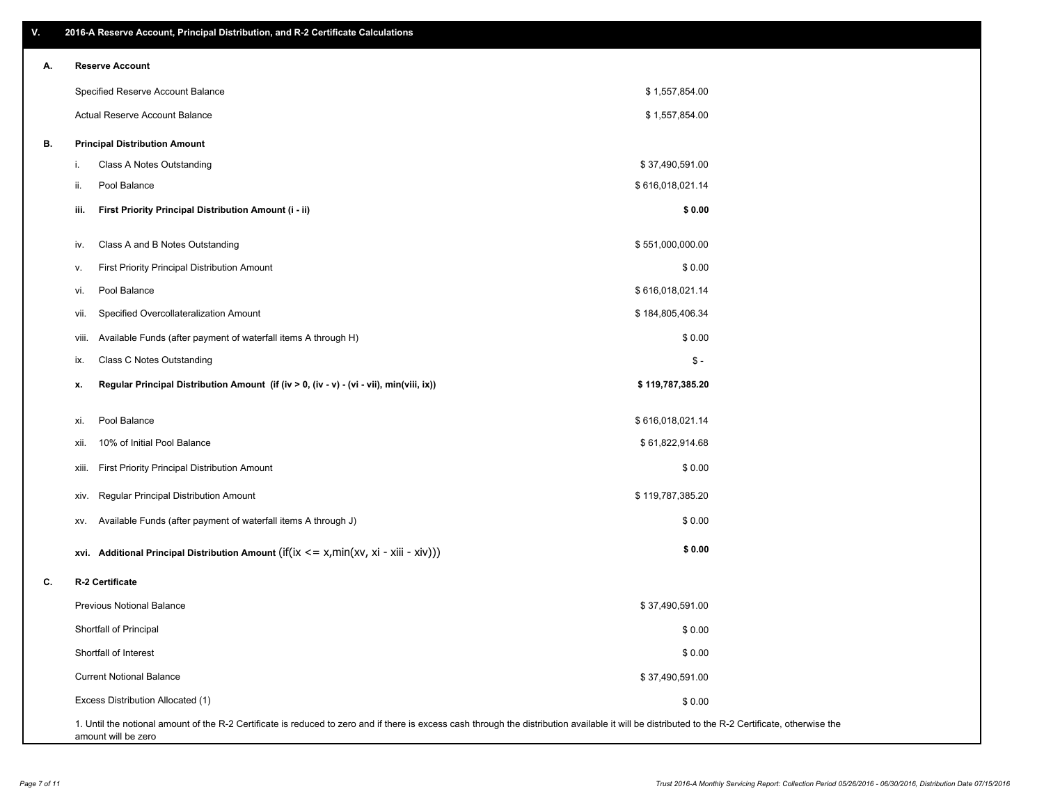## V. 2016-A Reserve Account, Principal Distribution, and R-2 Certificate Calculations

### A. Reserve Account

| | |
|---|---|
| Specified Reserve Account Balance | $ 1,557,854.00 |
| Actual Reserve Account Balance | $ 1,557,854.00 |

### B. Principal Distribution Amount

| | | |
|---|---|---|
| i. | Class A Notes Outstanding | $ 37,490,591.00 |
| ii. | Pool Balance | $ 616,018,021.14 |
| **iii.** | **First Priority Principal Distribution Amount (i - ii)** | **$ 0.00** |
| iv. | Class A and B Notes Outstanding | $ 551,000,000.00 |
| v. | First Priority Principal Distribution Amount | $ 0.00 |
| vi. | Pool Balance | $ 616,018,021.14 |
| vii. | Specified Overcollateralization Amount | $ 184,805,406.34 |
| viii. | Available Funds (after payment of waterfall items A through H) | $ 0.00 |
| ix. | Class C Notes Outstanding | $ - |
| **x.** | **Regular Principal Distribution Amount (if (iv > 0, (iv - v) - (vi - vii), min(viii, ix))** | **$ 119,787,385.20** |
| xi. | Pool Balance | $ 616,018,021.14 |
| xii. | 10% of Initial Pool Balance | $ 61,822,914.68 |
| xiii. | First Priority Principal Distribution Amount | $ 0.00 |
| xiv. | Regular Principal Distribution Amount | $ 119,787,385.20 |
| xv. | Available Funds (after payment of waterfall items A through J) | $ 0.00 |
| **xvi.** | **Additional Principal Distribution Amount** (if(ix <= x,min(xv, xi - xiii - xiv))) | **$ 0.00** |

### C. R-2 Certificate

| | |
|---|---|
| Previous Notional Balance | $ 37,490,591.00 |
| Shortfall of Principal | $ 0.00 |
| Shortfall of Interest | $ 0.00 |
| Current Notional Balance | $ 37,490,591.00 |
| Excess Distribution Allocated (1) | $ 0.00 |

1. Until the notional amount of the R-2 Certificate is reduced to zero and if there is excess cash through the distribution available it will be distributed to the R-2 Certificate, otherwise the amount will be zero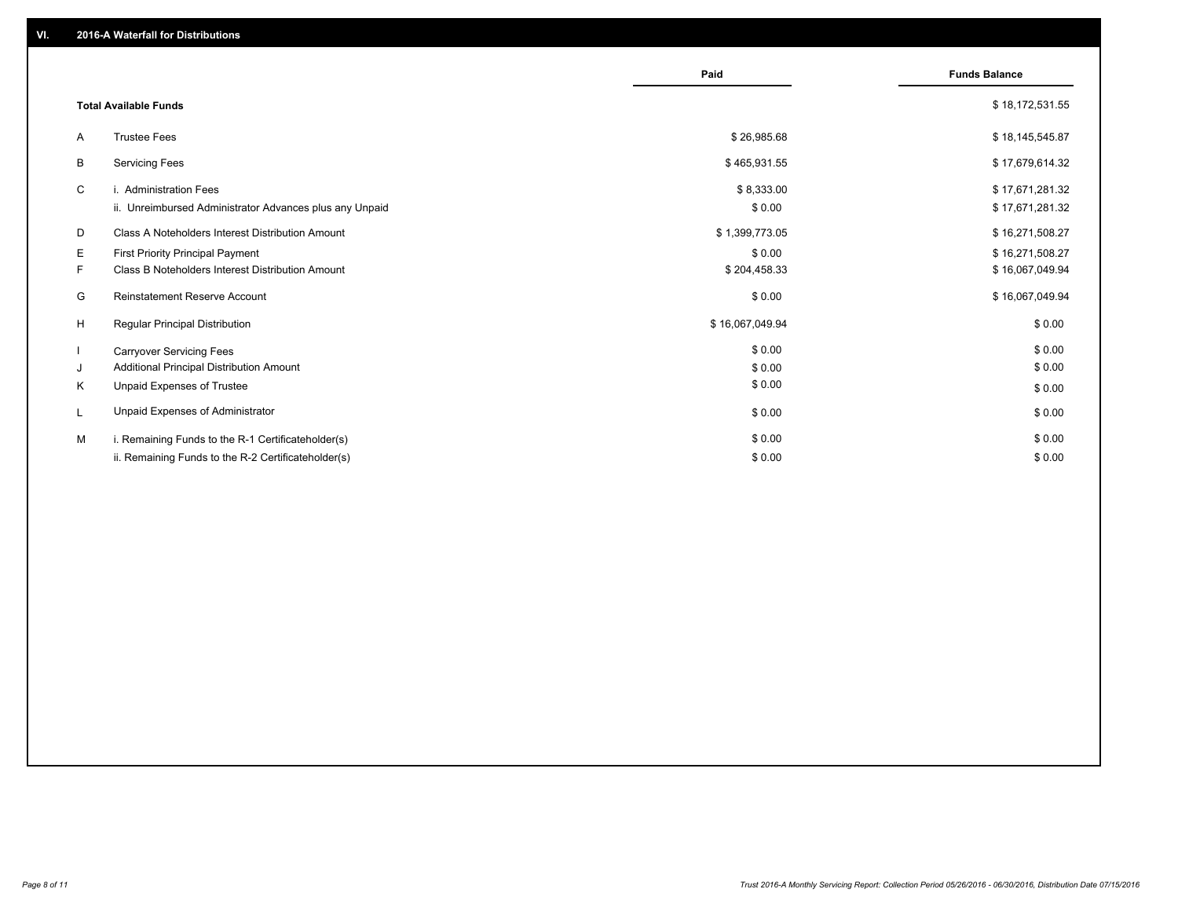## VI. 2016-A Waterfall for Distributions

| | | Paid | Funds Balance |
|---|---|---|---|
| | **Total Available Funds** | | $ 18,172,531.55 |
| A | Trustee Fees | $ 26,985.68 | $ 18,145,545.87 |
| B | Servicing Fees | $ 465,931.55 | $ 17,679,614.32 |
| C | i. Administration Fees | $ 8,333.00 | $ 17,671,281.32 |
| | ii. Unreimbursed Administrator Advances plus any Unpaid | $ 0.00 | $ 17,671,281.32 |
| D | Class A Noteholders Interest Distribution Amount | $ 1,399,773.05 | $ 16,271,508.27 |
| E | First Priority Principal Payment | $ 0.00 | $ 16,271,508.27 |
| F | Class B Noteholders Interest Distribution Amount | $ 204,458.33 | $ 16,067,049.94 |
| G | Reinstatement Reserve Account | $ 0.00 | $ 16,067,049.94 |
| H | Regular Principal Distribution | $ 16,067,049.94 | $ 0.00 |
| I | Carryover Servicing Fees | $ 0.00 | $ 0.00 |
| J | Additional Principal Distribution Amount | $ 0.00 | $ 0.00 |
| K | Unpaid Expenses of Trustee | $ 0.00 | $ 0.00 |
| L | Unpaid Expenses of Administrator | $ 0.00 | $ 0.00 |
| M | i. Remaining Funds to the R-1 Certificateholder(s) | $ 0.00 | $ 0.00 |
| | ii. Remaining Funds to the R-2 Certificateholder(s) | $ 0.00 | $ 0.00 |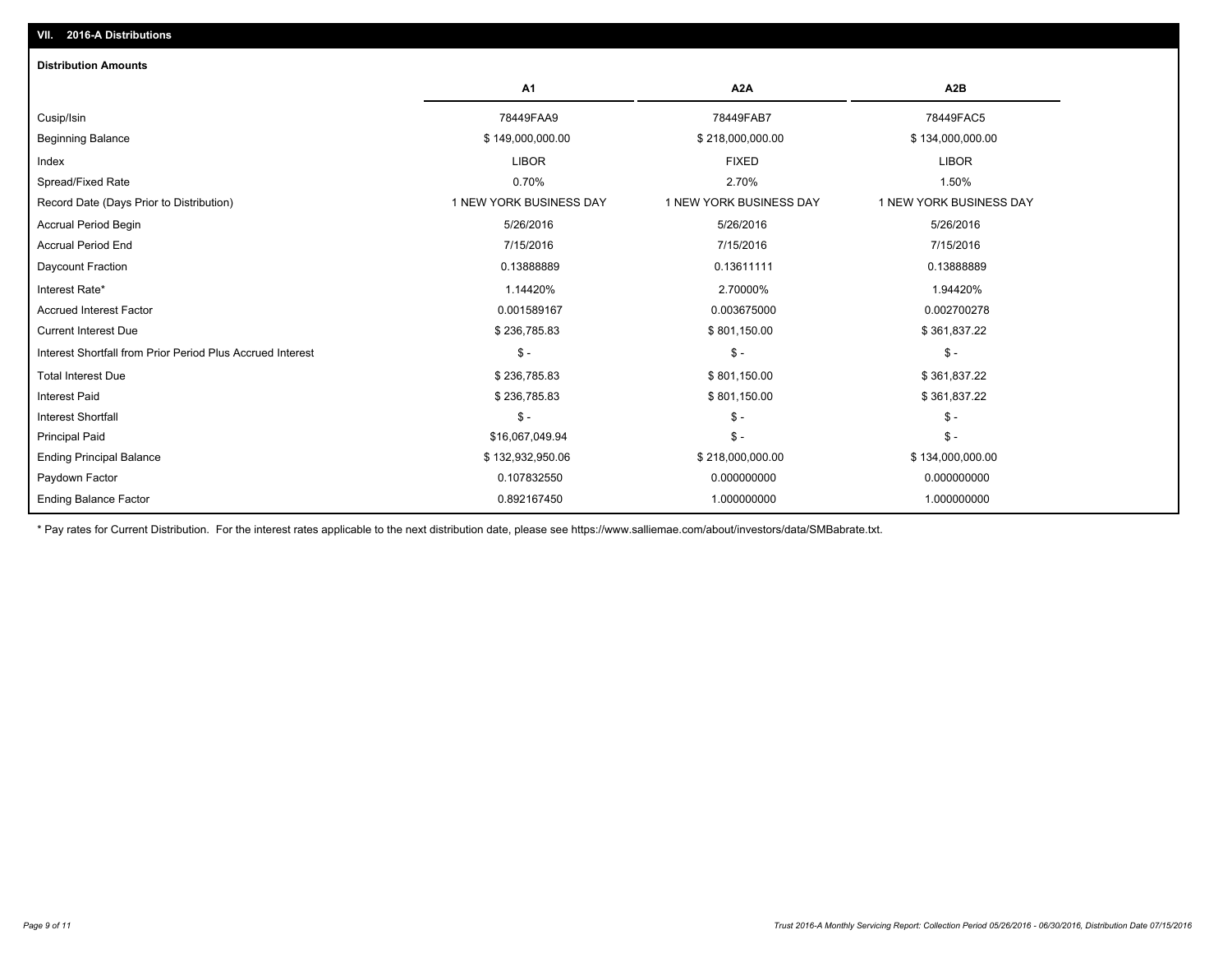## VII. 2016-A Distributions

### Distribution Amounts

| | A1 | A2A | A2B |
|---|---|---|---|
| Cusip/Isin | 78449FAA9 | 78449FAB7 | 78449FAC5 |
| Beginning Balance | $ 149,000,000.00 | $ 218,000,000.00 | $ 134,000,000.00 |
| Index | LIBOR | FIXED | LIBOR |
| Spread/Fixed Rate | 0.70% | 2.70% | 1.50% |
| Record Date (Days Prior to Distribution) | 1 NEW YORK BUSINESS DAY | 1 NEW YORK BUSINESS DAY | 1 NEW YORK BUSINESS DAY |
| Accrual Period Begin | 5/26/2016 | 5/26/2016 | 5/26/2016 |
| Accrual Period End | 7/15/2016 | 7/15/2016 | 7/15/2016 |
| Daycount Fraction | 0.13888889 | 0.13611111 | 0.13888889 |
| Interest Rate* | 1.14420% | 2.70000% | 1.94420% |
| Accrued Interest Factor | 0.001589167 | 0.003675000 | 0.002700278 |
| Current Interest Due | $ 236,785.83 | $ 801,150.00 | $ 361,837.22 |
| Interest Shortfall from Prior Period Plus Accrued Interest | $ - | $ - | $ - |
| Total Interest Due | $ 236,785.83 | $ 801,150.00 | $ 361,837.22 |
| Interest Paid | $ 236,785.83 | $ 801,150.00 | $ 361,837.22 |
| Interest Shortfall | $ - | $ - | $ - |
| Principal Paid | $16,067,049.94 | $ - | $ - |
| Ending Principal Balance | $ 132,932,950.06 | $ 218,000,000.00 | $ 134,000,000.00 |
| Paydown Factor | 0.107832550 | 0.000000000 | 0.000000000 |
| Ending Balance Factor | 0.892167450 | 1.000000000 | 1.000000000 |

* Pay rates for Current Distribution. For the interest rates applicable to the next distribution date, please see https://www.salliemae.com/about/investors/data/SMBabrate.txt.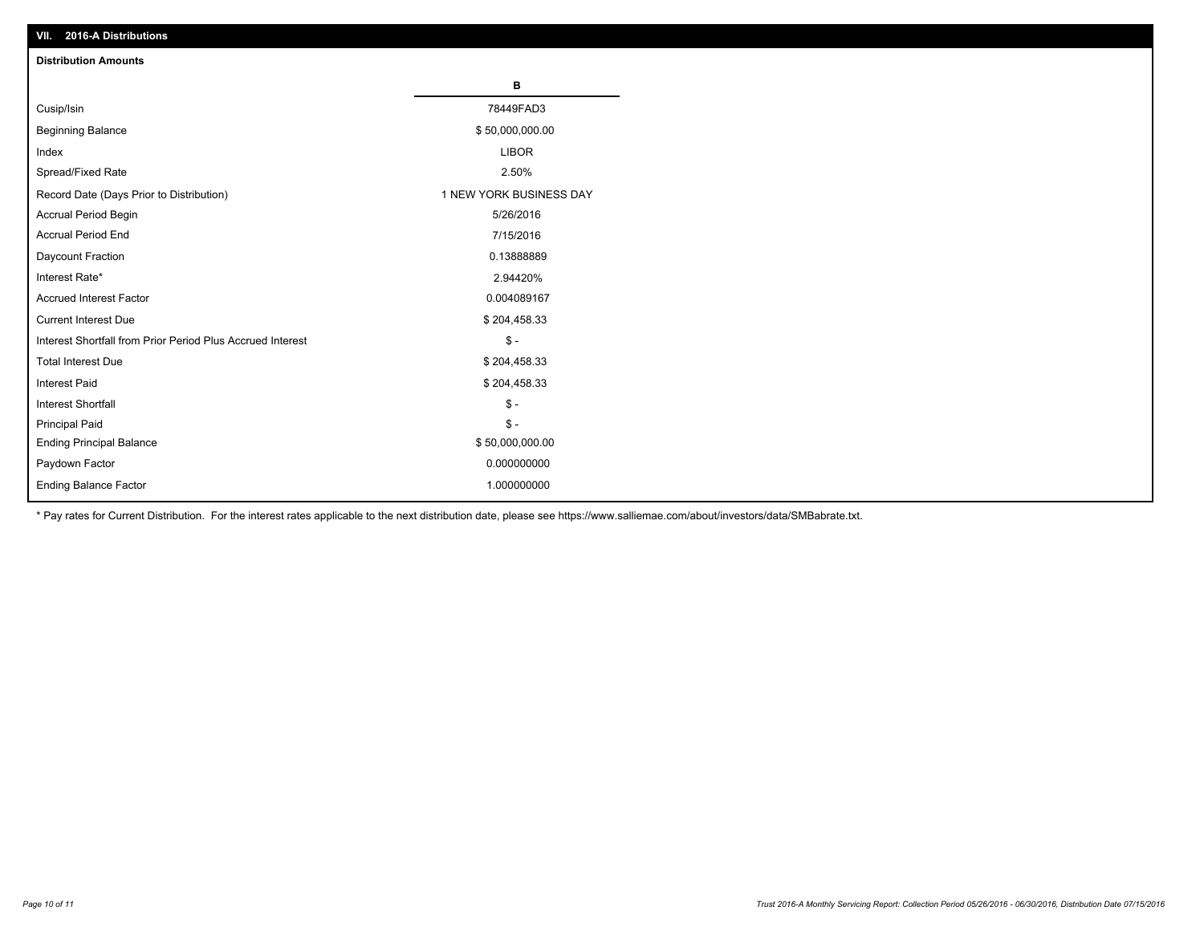## VII. 2016-A Distributions

### Distribution Amounts

| | B |
|---|---|
| Cusip/Isin | 78449FAD3 |
| Beginning Balance | $ 50,000,000.00 |
| Index | LIBOR |
| Spread/Fixed Rate | 2.50% |
| Record Date (Days Prior to Distribution) | 1 NEW YORK BUSINESS DAY |
| Accrual Period Begin | 5/26/2016 |
| Accrual Period End | 7/15/2016 |
| Daycount Fraction | 0.13888889 |
| Interest Rate* | 2.94420% |
| Accrued Interest Factor | 0.004089167 |
| Current Interest Due | $ 204,458.33 |
| Interest Shortfall from Prior Period Plus Accrued Interest | $ - |
| Total Interest Due | $ 204,458.33 |
| Interest Paid | $ 204,458.33 |
| Interest Shortfall | $ - |
| Principal Paid | $ - |
| Ending Principal Balance | $ 50,000,000.00 |
| Paydown Factor | 0.000000000 |
| Ending Balance Factor | 1.000000000 |

* Pay rates for Current Distribution. For the interest rates applicable to the next distribution date, please see https://www.salliemae.com/about/investors/data/SMBabrate.txt.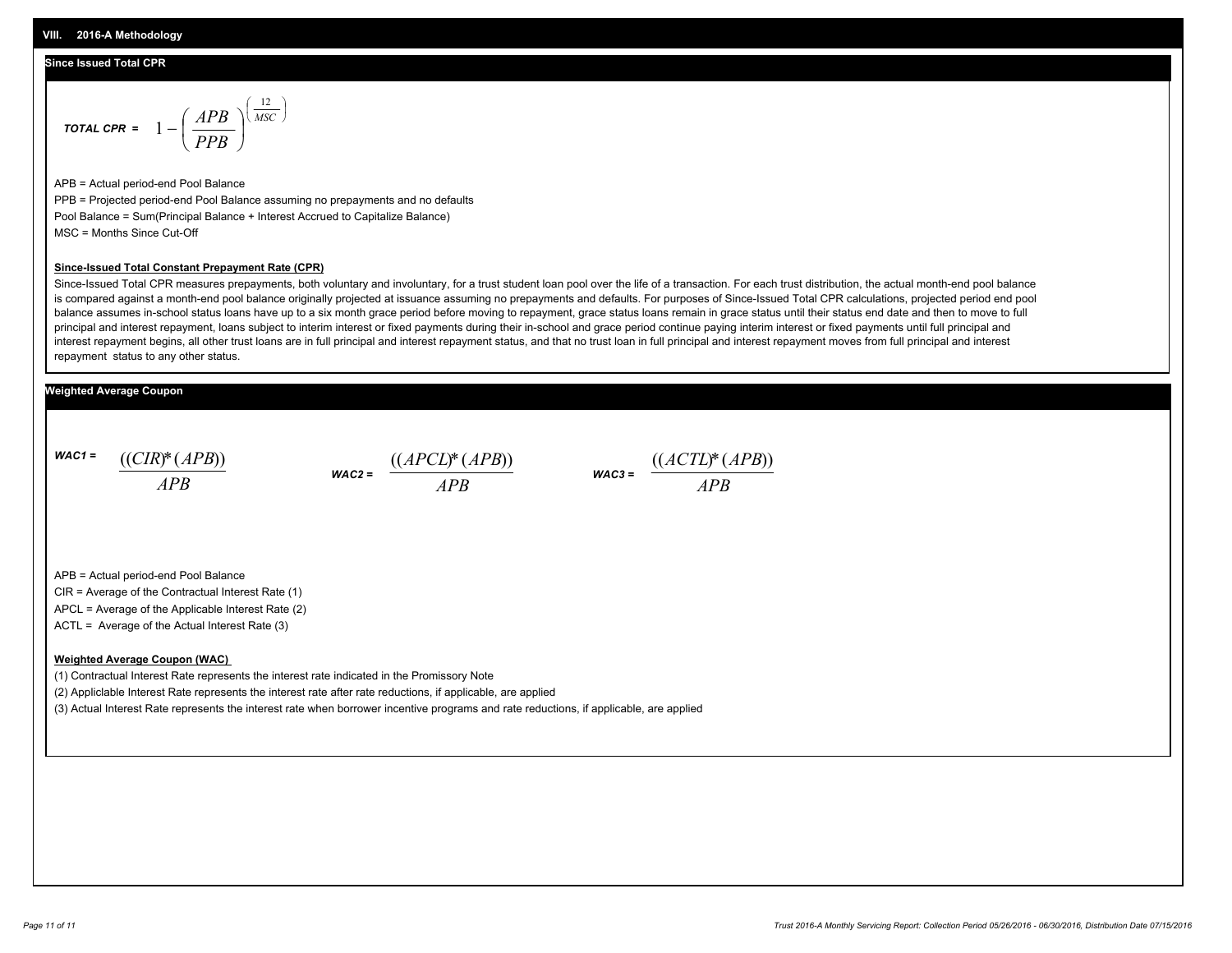# VIII. 2016-A Methodology

## Since Issued Total CPR

$$\textbf{TOTAL CPR} = 1 - \left( \frac{APB}{PPB} \right)^{\left( \frac{12}{MSC} \right)}$$

APB = Actual period-end Pool Balance

PPB = Projected period-end Pool Balance assuming no prepayments and no defaults

Pool Balance = Sum(Principal Balance + Interest Accrued to Capitalize Balance)

MSC = Months Since Cut-Off

**Since-Issued Total Constant Prepayment Rate (CPR)**

Since-Issued Total CPR measures prepayments, both voluntary and involuntary, for a trust student loan pool over the life of a transaction. For each trust distribution, the actual month-end pool balance is compared against a month-end pool balance originally projected at issuance assuming no prepayments and defaults. For purposes of Since-Issued Total CPR calculations, projected period end pool balance assumes in-school status loans have up to a six month grace period before moving to repayment, grace status loans remain in grace status until their status end date and then to move to full principal and interest repayment, loans subject to interim interest or fixed payments during their in-school and grace period continue paying interim interest or fixed payments until full principal and interest repayment begins, all other trust loans are in full principal and interest repayment status, and that no trust loan in full principal and interest repayment moves from full principal and interest repayment status to any other status.

## Weighted Average Coupon

$$\textbf{WAC1} = \frac{((CIR)*(APB))}{APB} \qquad \textbf{WAC2} = \frac{((APCL)*(APB))}{APB} \qquad \textbf{WAC3} = \frac{((ACTL)*(APB))}{APB}$$

APB = Actual period-end Pool Balance

CIR = Average of the Contractual Interest Rate (1)

APCL = Average of the Applicable Interest Rate (2)

ACTL = Average of the Actual Interest Rate (3)

**Weighted Average Coupon (WAC)**

(1) Contractual Interest Rate represents the interest rate indicated in the Promissory Note

(2) Appliclable Interest Rate represents the interest rate after rate reductions, if applicable, are applied

(3) Actual Interest Rate represents the interest rate when borrower incentive programs and rate reductions, if applicable, are applied